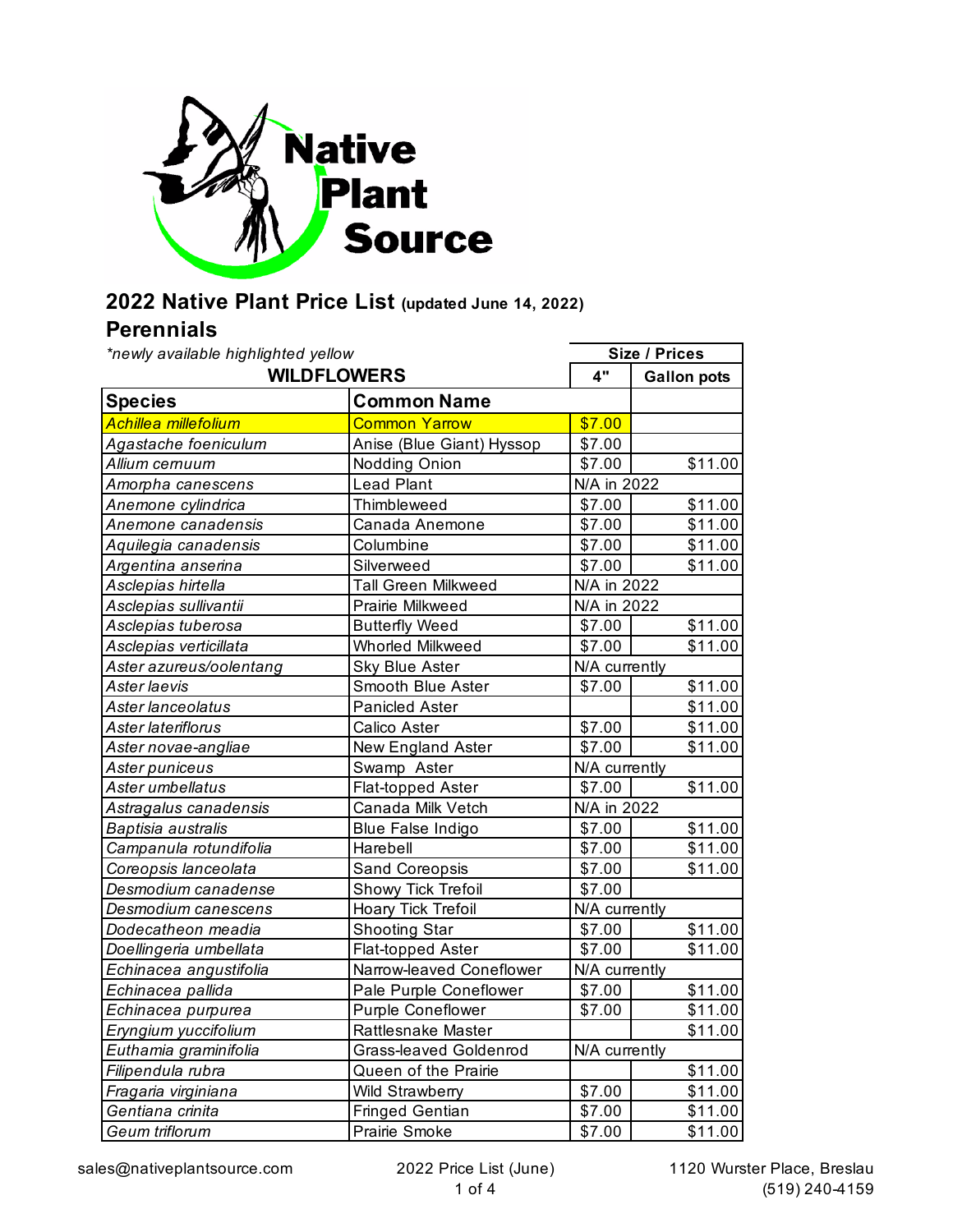# 2022 Native Plant Price List (updated June 14, 2022)

## Perennials

*newly available highlighted yellow

| WILDFLOWERS | | Size / Prices | |
|---|---|---|---|
| **Species** | **Common Name** | **4"** | **Gallon pots** |
| *Achillea millefolium* | Common Yarrow | $7.00 | |
| *Agastache foeniculum* | Anise (Blue Giant) Hyssop | $7.00 | |
| *Allium cernuum* | Nodding Onion | $7.00 | $11.00 |
| *Amorpha canescens* | Lead Plant | N/A in 2022 | |
| *Anemone cylindrica* | Thimbleweed | $7.00 | $11.00 |
| *Anemone canadensis* | Canada Anemone | $7.00 | $11.00 |
| *Aquilegia canadensis* | Columbine | $7.00 | $11.00 |
| *Argentina anserina* | Silverweed | $7.00 | $11.00 |
| *Asclepias hirtella* | Tall Green Milkweed | N/A in 2022 | |
| *Asclepias sullivantii* | Prairie Milkweed | N/A in 2022 | |
| *Asclepias tuberosa* | Butterfly Weed | $7.00 | $11.00 |
| *Asclepias verticillata* | Whorled Milkweed | $7.00 | $11.00 |
| *Aster azureus/oolentang* | Sky Blue Aster | N/A currently | |
| *Aster laevis* | Smooth Blue Aster | $7.00 | $11.00 |
| *Aster lanceolatus* | Panicled Aster | | $11.00 |
| *Aster lateriflorus* | Calico Aster | $7.00 | $11.00 |
| *Aster novae-angliae* | New England Aster | $7.00 | $11.00 |
| *Aster puniceus* | Swamp Aster | N/A currently | |
| *Aster umbellatus* | Flat-topped Aster | $7.00 | $11.00 |
| *Astragalus canadensis* | Canada Milk Vetch | N/A in 2022 | |
| *Baptisia australis* | Blue False Indigo | $7.00 | $11.00 |
| *Campanula rotundifolia* | Harebell | $7.00 | $11.00 |
| *Coreopsis lanceolata* | Sand Coreopsis | $7.00 | $11.00 |
| *Desmodium canadense* | Showy Tick Trefoil | $7.00 | |
| *Desmodium canescens* | Hoary Tick Trefoil | N/A currently | |
| *Dodecatheon meadia* | Shooting Star | $7.00 | $11.00 |
| *Doellingeria umbellata* | Flat-topped Aster | $7.00 | $11.00 |
| *Echinacea angustifolia* | Narrow-leaved Coneflower | N/A currently | |
| *Echinacea pallida* | Pale Purple Coneflower | $7.00 | $11.00 |
| *Echinacea purpurea* | Purple Coneflower | $7.00 | $11.00 |
| *Eryngium yuccifolium* | Rattlesnake Master | | $11.00 |
| *Euthamia graminifolia* | Grass-leaved Goldenrod | N/A currently | |
| *Filipendula rubra* | Queen of the Prairie | | $11.00 |
| *Fragaria virginiana* | Wild Strawberry | $7.00 | $11.00 |
| *Gentiana crinita* | Fringed Gentian | $7.00 | $11.00 |
| *Geum triflorum* | Prairie Smoke | $7.00 | $11.00 |

sales@nativeplantsource.com

1120 Wurster Place, Breslau
(519) 240-4159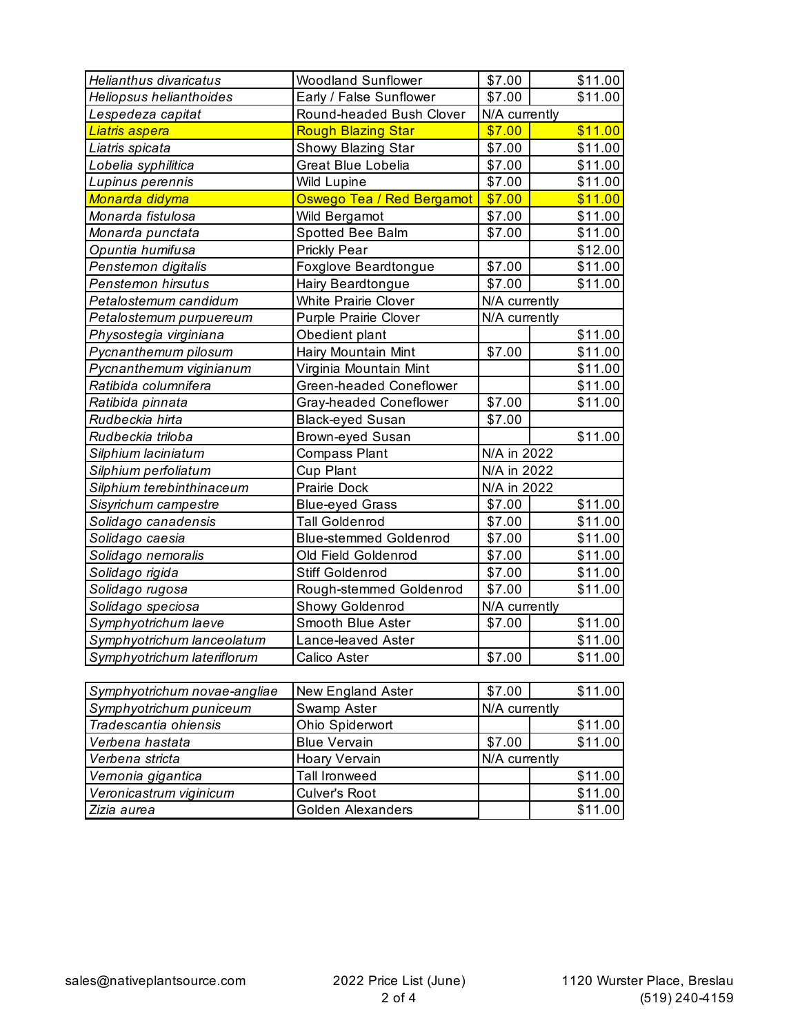| | | | |
|---|---|---|---|
| *Helianthus divaricatus* | Woodland Sunflower | $7.00 | $11.00 |
| *Heliopsus helianthoides* | Early / False Sunflower | $7.00 | $11.00 |
| *Lespedeza capitat* | Round-headed Bush Clover | N/A currently | |
| *Liatris aspera* | Rough Blazing Star | $7.00 | $11.00 |
| *Liatris spicata* | Showy Blazing Star | $7.00 | $11.00 |
| *Lobelia syphilitica* | Great Blue Lobelia | $7.00 | $11.00 |
| *Lupinus perennis* | Wild Lupine | $7.00 | $11.00 |
| *Monarda didyma* | Oswego Tea / Red Bergamot | $7.00 | $11.00 |
| *Monarda fistulosa* | Wild Bergamot | $7.00 | $11.00 |
| *Monarda punctata* | Spotted Bee Balm | $7.00 | $11.00 |
| *Opuntia humifusa* | Prickly Pear | | $12.00 |
| *Penstemon digitalis* | Foxglove Beardtongue | $7.00 | $11.00 |
| *Penstemon hirsutus* | Hairy Beardtongue | $7.00 | $11.00 |
| *Petalostemum candidum* | White Prairie Clover | N/A currently | |
| *Petalostemum purpuereum* | Purple Prairie Clover | N/A currently | |
| *Physostegia virginiana* | Obedient plant | | $11.00 |
| *Pycnanthemum pilosum* | Hairy Mountain Mint | $7.00 | $11.00 |
| *Pycnanthemum viginianum* | Virginia Mountain Mint | | $11.00 |
| *Ratibida columnifera* | Green-headed Coneflower | | $11.00 |
| *Ratibida pinnata* | Gray-headed Coneflower | $7.00 | $11.00 |
| *Rudbeckia hirta* | Black-eyed Susan | $7.00 | |
| *Rudbeckia triloba* | Brown-eyed Susan | | $11.00 |
| *Silphium laciniatum* | Compass Plant | N/A in 2022 | |
| *Silphium perfoliatum* | Cup Plant | N/A in 2022 | |
| *Silphium terebinthinaceum* | Prairie Dock | N/A in 2022 | |
| *Sisyrichum campestre* | Blue-eyed Grass | $7.00 | $11.00 |
| *Solidago canadensis* | Tall Goldenrod | $7.00 | $11.00 |
| *Solidago caesia* | Blue-stemmed Goldenrod | $7.00 | $11.00 |
| *Solidago nemoralis* | Old Field Goldenrod | $7.00 | $11.00 |
| *Solidago rigida* | Stiff Goldenrod | $7.00 | $11.00 |
| *Solidago rugosa* | Rough-stemmed Goldenrod | $7.00 | $11.00 |
| *Solidago speciosa* | Showy Goldenrod | N/A currently | |
| *Symphyotrichum laeve* | Smooth Blue Aster | $7.00 | $11.00 |
| *Symphyotrichum lanceolatum* | Lance-leaved Aster | | $11.00 |
| *Symphyotrichum lateriflorum* | Calico Aster | $7.00 | $11.00 |
| *Symphyotrichum novae-angliae* | New England Aster | $7.00 | $11.00 |
| *Symphyotrichum puniceum* | Swamp Aster | N/A currently | |
| *Tradescantia ohiensis* | Ohio Spiderwort | | $11.00 |
| *Verbena hastata* | Blue Vervain | $7.00 | $11.00 |
| *Verbena stricta* | Hoary Vervain | N/A currently | |
| *Vernonia gigantica* | Tall Ironweed | | $11.00 |
| *Veronicastrum viginicum* | Culver's Root | | $11.00 |
| *Zizia aurea* | Golden Alexanders | | $11.00 |

sales@nativeplantsource.com — 2022 Price List (June) — 1120 Wurster Place, Breslau — (519) 240-4159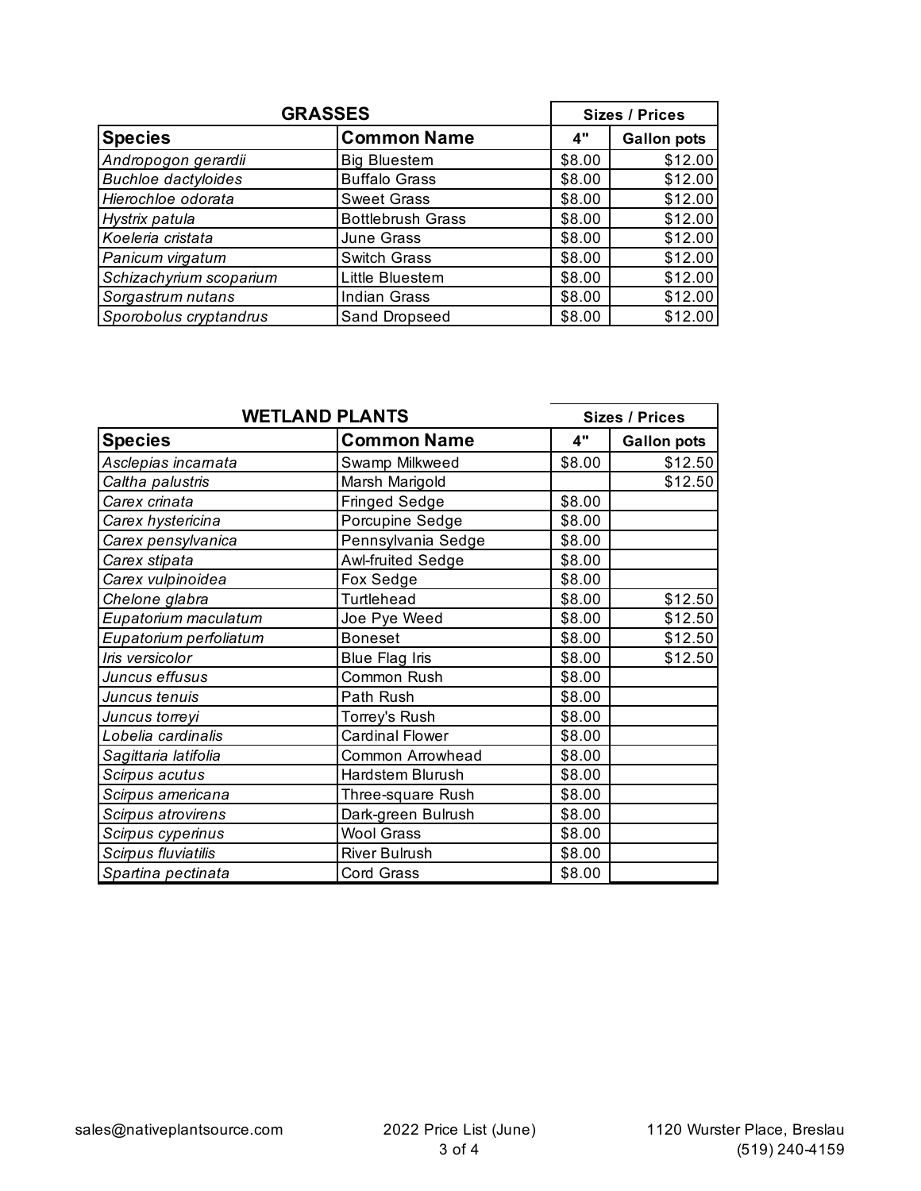| GRASSES | | Sizes / Prices | |
|---|---|---|---|
| **Species** | **Common Name** | **4"** | **Gallon pots** |
| *Andropogon gerardii* | Big Bluestem | $8.00 | $12.00 |
| *Buchloe dactyloides* | Buffalo Grass | $8.00 | $12.00 |
| *Hierochloe odorata* | Sweet Grass | $8.00 | $12.00 |
| *Hystrix patula* | Bottlebrush Grass | $8.00 | $12.00 |
| *Koeleria cristata* | June Grass | $8.00 | $12.00 |
| *Panicum virgatum* | Switch Grass | $8.00 | $12.00 |
| *Schizachyrium scoparium* | Little Bluestem | $8.00 | $12.00 |
| *Sorgastrum nutans* | Indian Grass | $8.00 | $12.00 |
| *Sporobolus cryptandrus* | Sand Dropseed | $8.00 | $12.00 |

| WETLAND PLANTS | | Sizes / Prices | |
|---|---|---|---|
| **Species** | **Common Name** | **4"** | **Gallon pots** |
| *Asclepias incarnata* | Swamp Milkweed | $8.00 | $12.50 |
| *Caltha palustris* | Marsh Marigold | | $12.50 |
| *Carex crinata* | Fringed Sedge | $8.00 | |
| *Carex hystericina* | Porcupine Sedge | $8.00 | |
| *Carex pensylvanica* | Pennsylvania Sedge | $8.00 | |
| *Carex stipata* | Awl-fruited Sedge | $8.00 | |
| *Carex vulpinoidea* | Fox Sedge | $8.00 | |
| *Chelone glabra* | Turtlehead | $8.00 | $12.50 |
| *Eupatorium maculatum* | Joe Pye Weed | $8.00 | $12.50 |
| *Eupatorium perfoliatum* | Boneset | $8.00 | $12.50 |
| *Iris versicolor* | Blue Flag Iris | $8.00 | $12.50 |
| *Juncus effusus* | Common Rush | $8.00 | |
| *Juncus tenuis* | Path Rush | $8.00 | |
| *Juncus torreyi* | Torrey's Rush | $8.00 | |
| *Lobelia cardinalis* | Cardinal Flower | $8.00 | |
| *Sagittaria latifolia* | Common Arrowhead | $8.00 | |
| *Scirpus acutus* | Hardstem Blurush | $8.00 | |
| *Scirpus americana* | Three-square Rush | $8.00 | |
| *Scirpus atrovirens* | Dark-green Bulrush | $8.00 | |
| *Scirpus cyperinus* | Wool Grass | $8.00 | |
| *Scirpus fluviatilis* | River Bulrush | $8.00 | |
| *Spartina pectinata* | Cord Grass | $8.00 | |

sales@nativeplantsource.com

2022 Price List (June)

1120 Wurster Place, Breslau
(519) 240-4159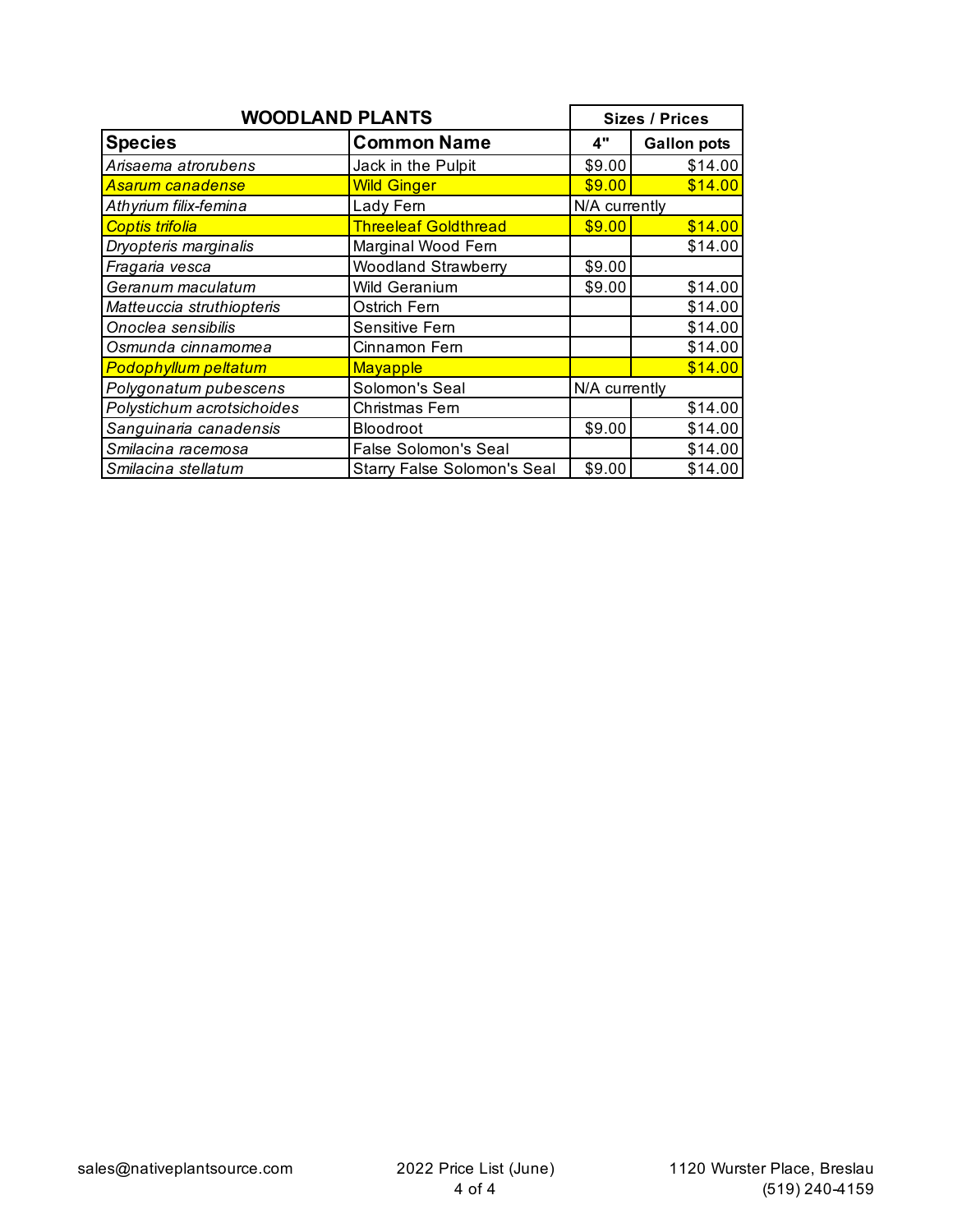| WOODLAND PLANTS | | Sizes / Prices | |
|---|---|---|---|
| **Species** | **Common Name** | **4"** | **Gallon pots** |
| *Arisaema atrorubens* | Jack in the Pulpit | $9.00 | $14.00 |
| *Asarum canadense* | Wild Ginger | $9.00 | $14.00 |
| *Athyrium filix-femina* | Lady Fern | N/A currently | |
| *Coptis trifolia* | Threeleaf Goldthread | $9.00 | $14.00 |
| *Dryopteris marginalis* | Marginal Wood Fern | | $14.00 |
| *Fragaria vesca* | Woodland Strawberry | $9.00 | |
| *Geranum maculatum* | Wild Geranium | $9.00 | $14.00 |
| *Matteuccia struthiopteris* | Ostrich Fern | | $14.00 |
| *Onoclea sensibilis* | Sensitive Fern | | $14.00 |
| *Osmunda cinnamomea* | Cinnamon Fern | | $14.00 |
| *Podophyllum peltatum* | Mayapple | | $14.00 |
| *Polygonatum pubescens* | Solomon's Seal | N/A currently | |
| *Polystichum acrotsichoides* | Christmas Fern | | $14.00 |
| *Sanguinaria canadensis* | Bloodroot | $9.00 | $14.00 |
| *Smilacina racemosa* | False Solomon's Seal | | $14.00 |
| *Smilacina stellatum* | Starry False Solomon's Seal | $9.00 | $14.00 |

sales@nativeplantsource.com

2022 Price List (June)

1120 Wurster Place, Breslau
(519) 240-4159